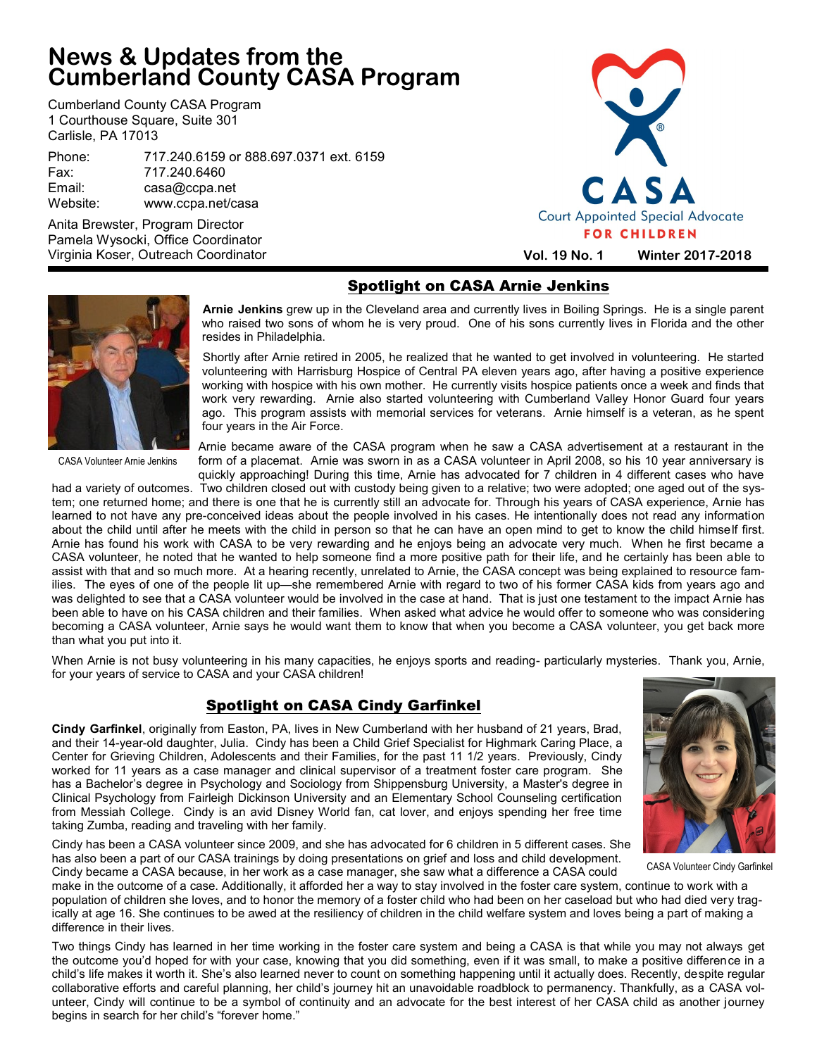# News & Updates from the Cumberland County CASA Program

Cumberland County CASA Program
1 Courthouse Square, Suite 301
Carlisle, PA 17013

Phone: 717.240.6159 or 888.697.0371 ext. 6159
Fax: 717.240.6460
Email: casa@ccpa.net
Website: www.ccpa.net/casa

Anita Brewster, Program Director
Pamela Wysocki, Office Coordinator
Virginia Koser, Outreach Coordinator

CASA Court Appointed Special Advocate FOR CHILDREN

**Vol. 19 No. 1** **Winter 2017-2018**

## Spotlight on CASA Arnie Jenkins

CASA Volunteer Arnie Jenkins

**Arnie Jenkins** grew up in the Cleveland area and currently lives in Boiling Springs. He is a single parent who raised two sons of whom he is very proud. One of his sons currently lives in Florida and the other resides in Philadelphia.

Shortly after Arnie retired in 2005, he realized that he wanted to get involved in volunteering. He started volunteering with Harrisburg Hospice of Central PA eleven years ago, after having a positive experience working with hospice with his own mother. He currently visits hospice patients once a week and finds that work very rewarding. Arnie also started volunteering with Cumberland Valley Honor Guard four years ago. This program assists with memorial services for veterans. Arnie himself is a veteran, as he spent four years in the Air Force.

Arnie became aware of the CASA program when he saw a CASA advertisement at a restaurant in the form of a placemat. Arnie was sworn in as a CASA volunteer in April 2008, so his 10 year anniversary is quickly approaching! During this time, Arnie has advocated for 7 children in 4 different cases who have had a variety of outcomes. Two children closed out with custody being given to a relative; two were adopted; one aged out of the system; one returned home; and there is one that he is currently still an advocate for. Through his years of CASA experience, Arnie has learned to not have any pre-conceived ideas about the people involved in his cases. He intentionally does not read any information about the child until after he meets with the child in person so that he can have an open mind to get to know the child himself first. Arnie has found his work with CASA to be very rewarding and he enjoys being an advocate very much. When he first became a CASA volunteer, he noted that he wanted to help someone find a more positive path for their life, and he certainly has been able to assist with that and so much more. At a hearing recently, unrelated to Arnie, the CASA concept was being explained to resource families. The eyes of one of the people lit up—she remembered Arnie with regard to two of his former CASA kids from years ago and was delighted to see that a CASA volunteer would be involved in the case at hand. That is just one testament to the impact Arnie has been able to have on his CASA children and their families. When asked what advice he would offer to someone who was considering becoming a CASA volunteer, Arnie says he would want them to know that when you become a CASA volunteer, you get back more than what you put into it.

When Arnie is not busy volunteering in his many capacities, he enjoys sports and reading- particularly mysteries. Thank you, Arnie, for your years of service to CASA and your CASA children!

## Spotlight on CASA Cindy Garfinkel

**Cindy Garfinkel**, originally from Easton, PA, lives in New Cumberland with her husband of 21 years, Brad, and their 14-year-old daughter, Julia. Cindy has been a Child Grief Specialist for Highmark Caring Place, a Center for Grieving Children, Adolescents and their Families, for the past 11 1/2 years. Previously, Cindy worked for 11 years as a case manager and clinical supervisor of a treatment foster care program. She has a Bachelor's degree in Psychology and Sociology from Shippensburg University, a Master's degree in Clinical Psychology from Fairleigh Dickinson University and an Elementary School Counseling certification from Messiah College. Cindy is an avid Disney World fan, cat lover, and enjoys spending her free time taking Zumba, reading and traveling with her family.

CASA Volunteer Cindy Garfinkel

Cindy has been a CASA volunteer since 2009, and she has advocated for 6 children in 5 different cases. She has also been a part of our CASA trainings by doing presentations on grief and loss and child development. Cindy became a CASA because, in her work as a case manager, she saw what a difference a CASA could make in the outcome of a case. Additionally, it afforded her a way to stay involved in the foster care system, continue to work with a population of children she loves, and to honor the memory of a foster child who had been on her caseload but who had died very tragically at age 16. She continues to be awed at the resiliency of children in the child welfare system and loves being a part of making a difference in their lives.

Two things Cindy has learned in her time working in the foster care system and being a CASA is that while you may not always get the outcome you'd hoped for with your case, knowing that you did something, even if it was small, to make a positive difference in a child's life makes it worth it. She's also learned never to count on something happening until it actually does. Recently, despite regular collaborative efforts and careful planning, her child's journey hit an unavoidable roadblock to permanency. Thankfully, as a CASA volunteer, Cindy will continue to be a symbol of continuity and an advocate for the best interest of her CASA child as another journey begins in search for her child's "forever home."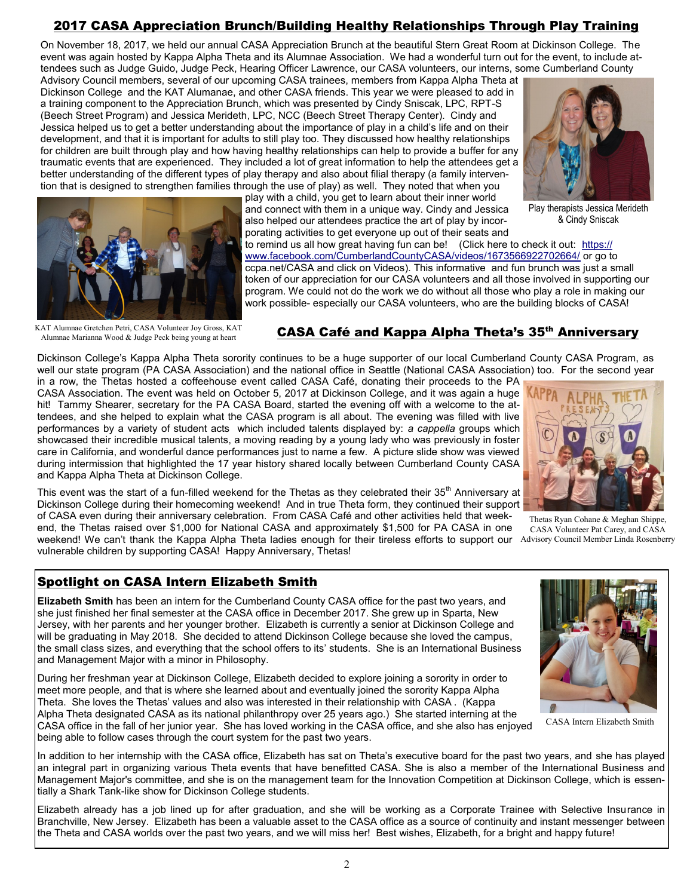## 2017 CASA Appreciation Brunch/Building Healthy Relationships Through Play Training

On November 18, 2017, we held our annual CASA Appreciation Brunch at the beautiful Stern Great Room at Dickinson College. The event was again hosted by Kappa Alpha Theta and its Alumnae Association. We had a wonderful turn out for the event, to include attendees such as Judge Guido, Judge Peck, Hearing Officer Lawrence, our CASA volunteers, our interns, some Cumberland County Advisory Council members, several of our upcoming CASA trainees, members from Kappa Alpha Theta at Dickinson College and the KAT Alumanae, and other CASA friends. This year we were pleased to add in a training component to the Appreciation Brunch, which was presented by Cindy Sniscak, LPC, RPT-S (Beech Street Program) and Jessica Merideth, LPC, NCC (Beech Street Therapy Center). Cindy and Jessica helped us to get a better understanding about the importance of play in a child's life and on their development, and that it is important for adults to still play too. They discussed how healthy relationships for children are built through play and how having healthy relationships can help to provide a buffer for any traumatic events that are experienced. They included a lot of great information to help the attendees get a better understanding of the different types of play therapy and also about filial therapy (a family intervention that is designed to strengthen families through the use of play) as well. They noted that when you play with a child, you get to learn about their inner world and connect with them in a unique way. Cindy and Jessica also helped our attendees practice the art of play by incorporating activities to get everyone up out of their seats and to remind us all how great having fun can be! (Click here to check it out: https://www.facebook.com/CumberlandCountyCASA/videos/1673566922702664/ or go to ccpa.net/CASA and click on Videos). This informative and fun brunch was just a small token of our appreciation for our CASA volunteers and all those involved in supporting our program. We could not do the work we do without all those who play a role in making our work possible- especially our CASA volunteers, who are the building blocks of CASA!

Play therapists Jessica Merideth & Cindy Sniscak

KAT Alumnae Gretchen Petri, CASA Volunteer Joy Gross, KAT Alumnae Marianna Wood & Judge Peck being young at heart

## CASA Café and Kappa Alpha Theta's 35th Anniversary

Dickinson College's Kappa Alpha Theta sorority continues to be a huge supporter of our local Cumberland County CASA Program, as well our state program (PA CASA Association) and the national office in Seattle (National CASA Association) too. For the second year in a row, the Thetas hosted a coffeehouse event called CASA Café, donating their proceeds to the PA CASA Association. The event was held on October 5, 2017 at Dickinson College, and it was again a huge hit! Tammy Shearer, secretary for the PA CASA Board, started the evening off with a welcome to the attendees, and she helped to explain what the CASA program is all about. The evening was filled with live performances by a variety of student acts which included talents displayed by: *a cappella* groups which showcased their incredible musical talents, a moving reading by a young lady who was previously in foster care in California, and wonderful dance performances just to name a few. A picture slide show was viewed during intermission that highlighted the 17 year history shared locally between Cumberland County CASA and Kappa Alpha Theta at Dickinson College.

This event was the start of a fun-filled weekend for the Thetas as they celebrated their 35th Anniversary at Dickinson College during their homecoming weekend! And in true Theta form, they continued their support of CASA even during their anniversary celebration. From CASA Café and other activities held that weekend, the Thetas raised over $1,000 for National CASA and approximately $1,500 for PA CASA in one weekend! We can't thank the Kappa Alpha Theta ladies enough for their tireless efforts to support our vulnerable children by supporting CASA! Happy Anniversary, Thetas!

Thetas Ryan Cohane & Meghan Shippe, CASA Volunteer Pat Carey, and CASA Advisory Council Member Linda Rosenberry

## Spotlight on CASA Intern Elizabeth Smith

**Elizabeth Smith** has been an intern for the Cumberland County CASA office for the past two years, and she just finished her final semester at the CASA office in December 2017. She grew up in Sparta, New Jersey, with her parents and her younger brother. Elizabeth is currently a senior at Dickinson College and will be graduating in May 2018. She decided to attend Dickinson College because she loved the campus, the small class sizes, and everything that the school offers to its' students. She is an International Business and Management Major with a minor in Philosophy.

During her freshman year at Dickinson College, Elizabeth decided to explore joining a sorority in order to meet more people, and that is where she learned about and eventually joined the sorority Kappa Alpha Theta. She loves the Thetas' values and also was interested in their relationship with CASA . (Kappa Alpha Theta designated CASA as its national philanthropy over 25 years ago.) She started interning at the CASA office in the fall of her junior year. She has loved working in the CASA office, and she also has enjoyed being able to follow cases through the court system for the past two years.

CASA Intern Elizabeth Smith

In addition to her internship with the CASA office, Elizabeth has sat on Theta's executive board for the past two years, and she has played an integral part in organizing various Theta events that have benefitted CASA. She is also a member of the International Business and Management Major's committee, and she is on the management team for the Innovation Competition at Dickinson College, which is essentially a Shark Tank-like show for Dickinson College students.

Elizabeth already has a job lined up for after graduation, and she will be working as a Corporate Trainee with Selective Insurance in Branchville, New Jersey. Elizabeth has been a valuable asset to the CASA office as a source of continuity and instant messenger between the Theta and CASA worlds over the past two years, and we will miss her! Best wishes, Elizabeth, for a bright and happy future!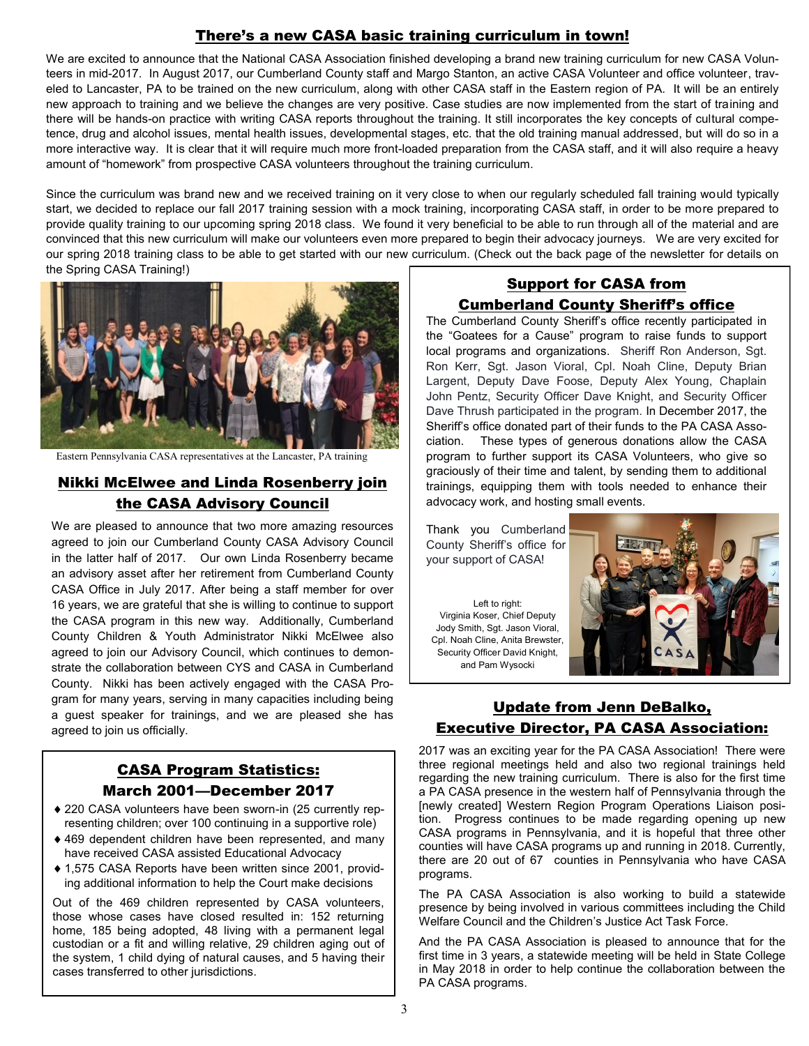## There's a new CASA basic training curriculum in town!

We are excited to announce that the National CASA Association finished developing a brand new training curriculum for new CASA Volunteers in mid-2017. In August 2017, our Cumberland County staff and Margo Stanton, an active CASA Volunteer and office volunteer, traveled to Lancaster, PA to be trained on the new curriculum, along with other CASA staff in the Eastern region of PA. It will be an entirely new approach to training and we believe the changes are very positive. Case studies are now implemented from the start of training and there will be hands-on practice with writing CASA reports throughout the training. It still incorporates the key concepts of cultural competence, drug and alcohol issues, mental health issues, developmental stages, etc. that the old training manual addressed, but will do so in a more interactive way. It is clear that it will require much more front-loaded preparation from the CASA staff, and it will also require a heavy amount of "homework" from prospective CASA volunteers throughout the training curriculum.

Since the curriculum was brand new and we received training on it very close to when our regularly scheduled fall training would typically start, we decided to replace our fall 2017 training session with a mock training, incorporating CASA staff, in order to be more prepared to provide quality training to our upcoming spring 2018 class. We found it very beneficial to be able to run through all of the material and are convinced that this new curriculum will make our volunteers even more prepared to begin their advocacy journeys. We are very excited for our spring 2018 training class to be able to get started with our new curriculum. (Check out the back page of the newsletter for details on the Spring CASA Training!)

Eastern Pennsylvania CASA representatives at the Lancaster, PA training

## Nikki McElwee and Linda Rosenberry join the CASA Advisory Council

We are pleased to announce that two more amazing resources agreed to join our Cumberland County CASA Advisory Council in the latter half of 2017. Our own Linda Rosenberry became an advisory asset after her retirement from Cumberland County CASA Office in July 2017. After being a staff member for over 16 years, we are grateful that she is willing to continue to support the CASA program in this new way. Additionally, Cumberland County Children & Youth Administrator Nikki McElwee also agreed to join our Advisory Council, which continues to demonstrate the collaboration between CYS and CASA in Cumberland County. Nikki has been actively engaged with the CASA Program for many years, serving in many capacities including being a guest speaker for trainings, and we are pleased she has agreed to join us officially.

## CASA Program Statistics: March 2001—December 2017

- 220 CASA volunteers have been sworn-in (25 currently representing children; over 100 continuing in a supportive role)
- 469 dependent children have been represented, and many have received CASA assisted Educational Advocacy
- 1,575 CASA Reports have been written since 2001, providing additional information to help the Court make decisions

Out of the 469 children represented by CASA volunteers, those whose cases have closed resulted in: 152 returning home, 185 being adopted, 48 living with a permanent legal custodian or a fit and willing relative, 29 children aging out of the system, 1 child dying of natural causes, and 5 having their cases transferred to other jurisdictions.

## Support for CASA from Cumberland County Sheriff's office

The Cumberland County Sheriff's office recently participated in the "Goatees for a Cause" program to raise funds to support local programs and organizations. Sheriff Ron Anderson, Sgt. Ron Kerr, Sgt. Jason Vioral, Cpl. Noah Cline, Deputy Brian Largent, Deputy Dave Foose, Deputy Alex Young, Chaplain John Pentz, Security Officer Dave Knight, and Security Officer Dave Thrush participated in the program. In December 2017, the Sheriff's office donated part of their funds to the PA CASA Association. These types of generous donations allow the CASA program to further support its CASA Volunteers, who give so graciously of their time and talent, by sending them to additional trainings, equipping them with tools needed to enhance their advocacy work, and hosting small events.

Thank you Cumberland County Sheriff's office for your support of CASA!

Left to right: Virginia Koser, Chief Deputy Jody Smith, Sgt. Jason Vioral, Cpl. Noah Cline, Anita Brewster, Security Officer David Knight, and Pam Wysocki

## Update from Jenn DeBalko, Executive Director, PA CASA Association:

2017 was an exciting year for the PA CASA Association! There were three regional meetings held and also two regional trainings held regarding the new training curriculum. There is also for the first time a PA CASA presence in the western half of Pennsylvania through the [newly created] Western Region Program Operations Liaison position. Progress continues to be made regarding opening up new CASA programs in Pennsylvania, and it is hopeful that three other counties will have CASA programs up and running in 2018. Currently, there are 20 out of 67 counties in Pennsylvania who have CASA programs.

The PA CASA Association is also working to build a statewide presence by being involved in various committees including the Child Welfare Council and the Children's Justice Act Task Force.

And the PA CASA Association is pleased to announce that for the first time in 3 years, a statewide meeting will be held in State College in May 2018 in order to help continue the collaboration between the PA CASA programs.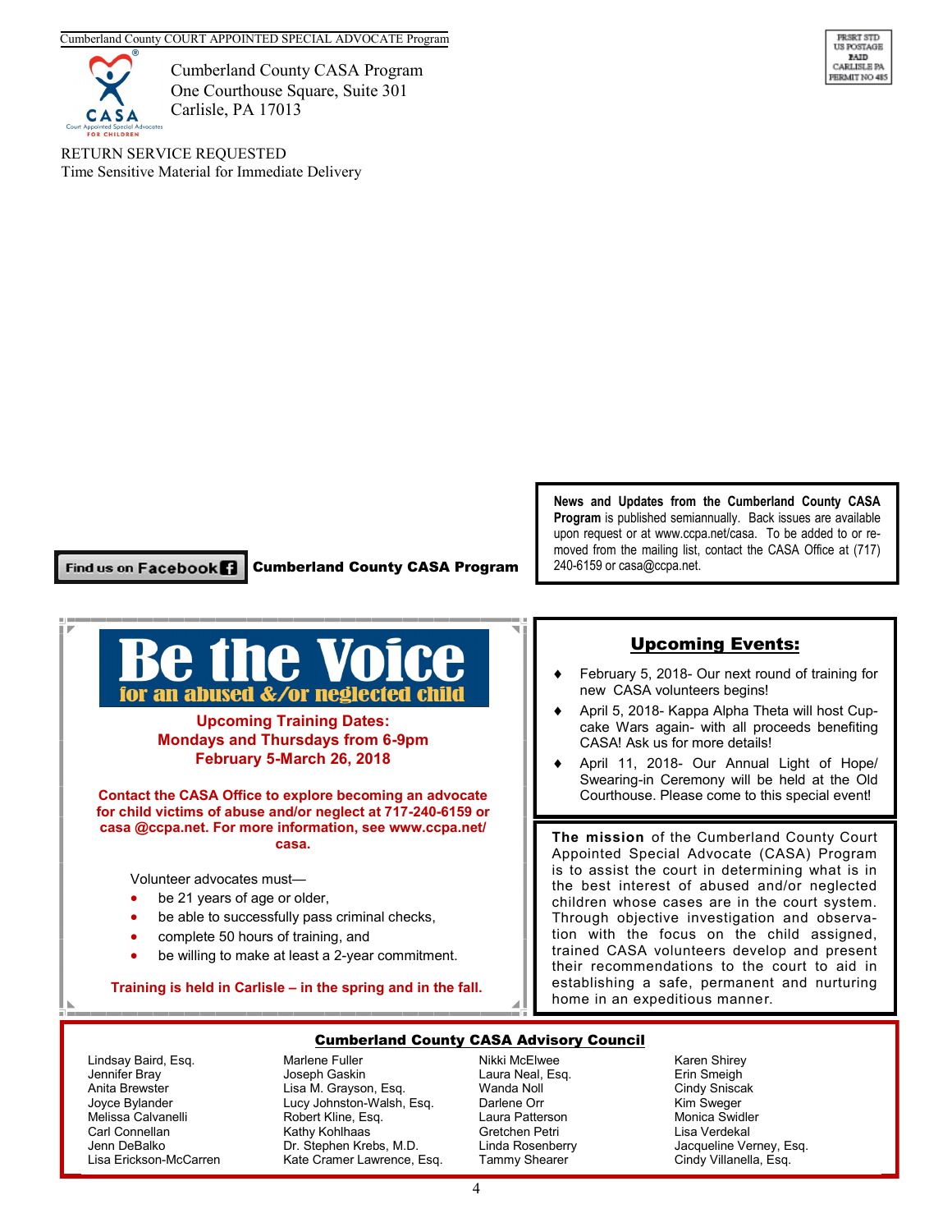Cumberland County COURT APPOINTED SPECIAL ADVOCATE Program

Cumberland County CASA Program
One Courthouse Square, Suite 301
Carlisle, PA 17013

PRSRT STD
US POSTAGE
PAID
CARLISLE PA
PERMIT NO 485

RETURN SERVICE REQUESTED
Time Sensitive Material for Immediate Delivery

Find us on Facebook **Cumberland County CASA Program**

**News and Updates from the Cumberland County CASA Program** is published semiannually. Back issues are available upon request or at www.ccpa.net/casa. To be added to or removed from the mailing list, contact the CASA Office at (717) 240-6159 or casa@ccpa.net.

# Be the Voice
## for an abused &/or neglected child

**Upcoming Training Dates:**
**Mondays and Thursdays from 6-9pm**
**February 5-March 26, 2018**

**Contact the CASA Office to explore becoming an advocate for child victims of abuse and/or neglect at 717-240-6159 or casa @ccpa.net. For more information, see www.ccpa.net/casa.**

Volunteer advocates must—

- be 21 years of age or older,
- be able to successfully pass criminal checks,
- complete 50 hours of training, and
- be willing to make at least a 2-year commitment.

**Training is held in Carlisle – in the spring and in the fall.**

## Upcoming Events:

- February 5, 2018- Our next round of training for new CASA volunteers begins!
- April 5, 2018- Kappa Alpha Theta will host Cupcake Wars again- with all proceeds benefiting CASA! Ask us for more details!
- April 11, 2018- Our Annual Light of Hope/ Swearing-in Ceremony will be held at the Old Courthouse. Please come to this special event!

**The mission** of the Cumberland County Court Appointed Special Advocate (CASA) Program is to assist the court in determining what is in the best interest of abused and/or neglected children whose cases are in the court system. Through objective investigation and observation with the focus on the child assigned, trained CASA volunteers develop and present their recommendations to the court to aid in establishing a safe, permanent and nurturing home in an expeditious manner.

## Cumberland County CASA Advisory Council

Lindsay Baird, Esq.
Jennifer Bray
Anita Brewster
Joyce Bylander
Melissa Calvanelli
Carl Connellan
Jenn DeBalko
Lisa Erickson-McCarren
Marlene Fuller
Joseph Gaskin
Lisa M. Grayson, Esq.
Lucy Johnston-Walsh, Esq.
Robert Kline, Esq.
Kathy Kohlhaas
Dr. Stephen Krebs, M.D.
Kate Cramer Lawrence, Esq.
Nikki McElwee
Laura Neal, Esq.
Wanda Noll
Darlene Orr
Laura Patterson
Gretchen Petri
Linda Rosenberry
Tammy Shearer
Karen Shirey
Erin Smeigh
Cindy Sniscak
Kim Sweger
Monica Swidler
Lisa Verdekal
Jacqueline Verney, Esq.
Cindy Villanella, Esq.